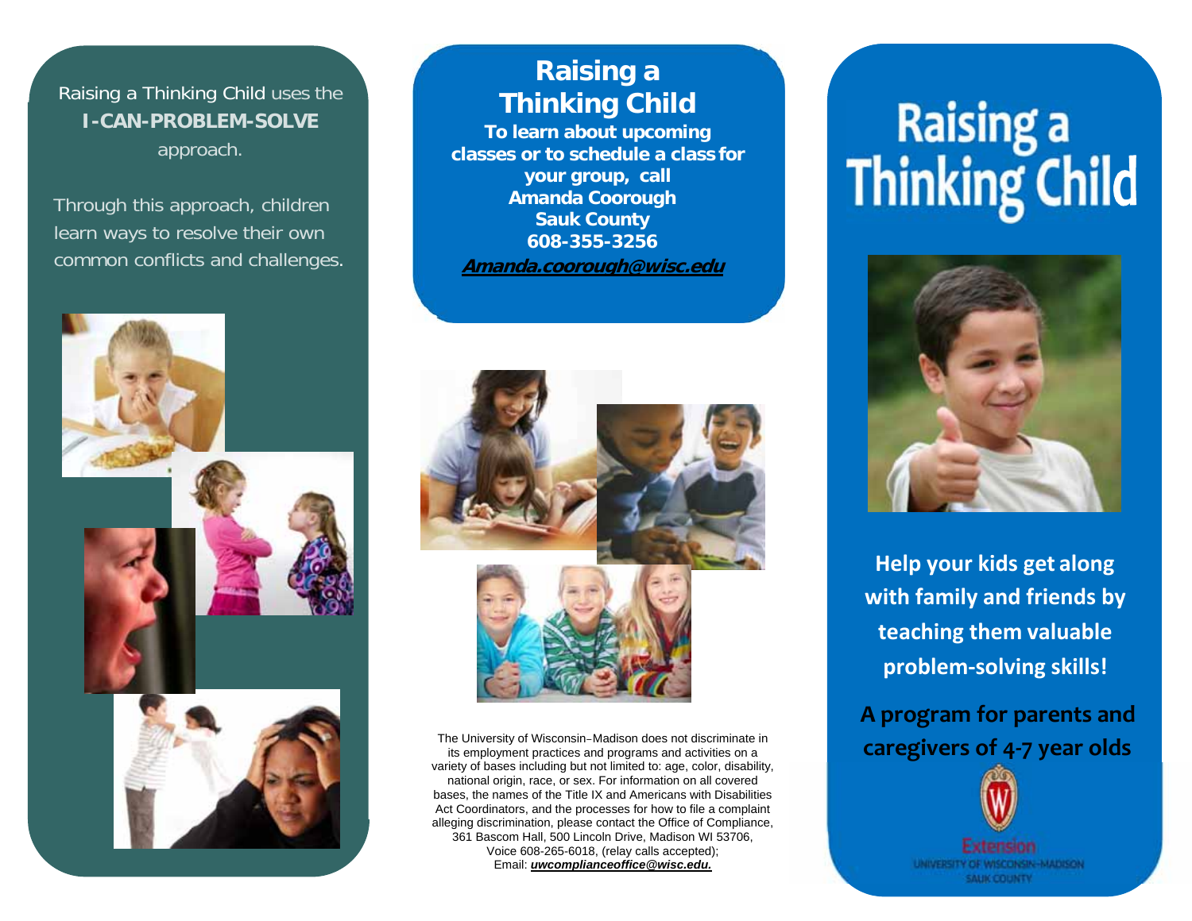Raising a Thinking Child uses the **I-CAN-PROBLEM-SOLVE** approach.

Through this approach, children learn ways to resolve their own common conflicts and challenges.

## Raising a Thinking Child

**To learn about upcoming classes or to schedule a class for your group, call**
**Amanda Coorough**
**Sauk County**
**608-355-3256**
***Amanda.coorough@wisc.edu***

The University of Wisconsin–Madison does not discriminate in its employment practices and programs and activities on a variety of bases including but not limited to: age, color, disability, national origin, race, or sex. For information on all covered bases, the names of the Title IX and Americans with Disabilities Act Coordinators, and the processes for how to file a complaint alleging discrimination, please contact the Office of Compliance, 361 Bascom Hall, 500 Lincoln Drive, Madison WI 53706, Voice 608-265-6018, (relay calls accepted); Email: ***uwcomplianceoffice@wisc.edu.***

# Raising a Thinking Child

**Help your kids get along with family and friends by teaching them valuable problem-solving skills!**

**A program for parents and caregivers of 4-7 year olds**

Extension
UNIVERSITY OF WISCONSIN-MADISON
SAUK COUNTY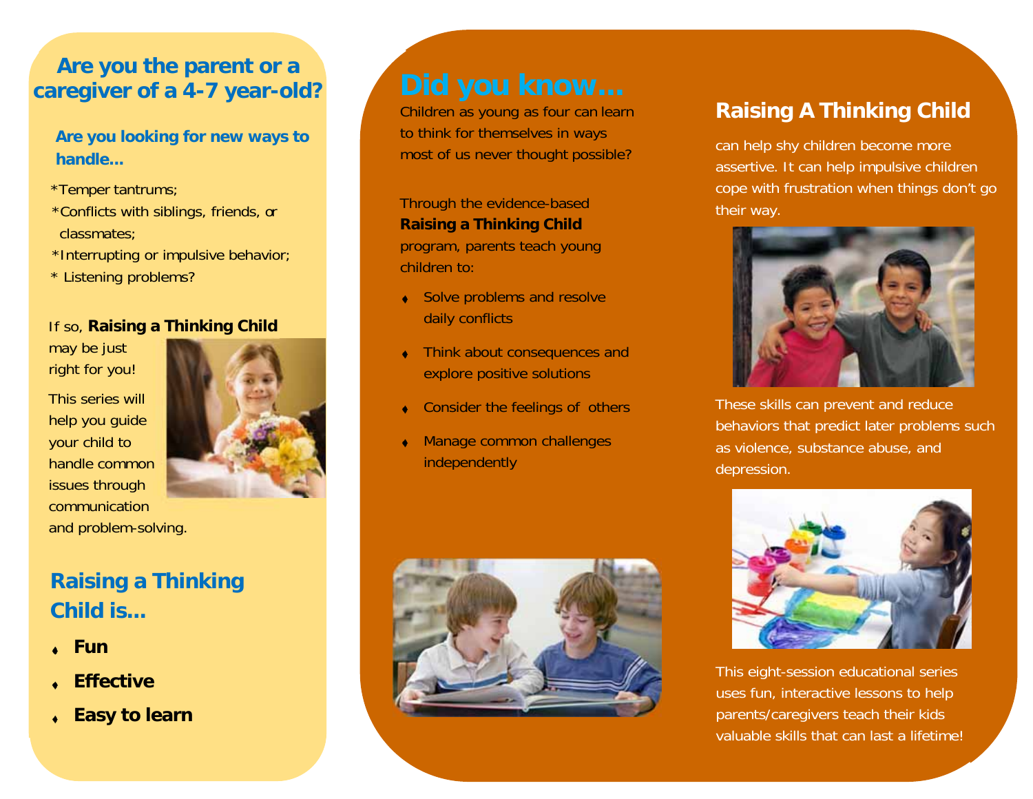## Are you the parent or a caregiver of a 4-7 year-old?

**Are you looking for new ways to handle...**

*Temper tantrums;
*Conflicts with siblings, friends, or classmates;
*Interrupting or impulsive behavior;
* Listening problems?

If so, **Raising a Thinking Child** may be just right for you!

This series will help you guide your child to handle common issues through communication and problem-solving.

### Raising a Thinking Child is...

- **Fun**
- **Effective**
- **Easy to learn**

## Did you know...

Children as young as four can learn to think for themselves in ways most of us never thought possible?

Through the evidence-based **Raising a Thinking Child** program, parents teach young children to:

- Solve problems and resolve daily conflicts
- Think about consequences and explore positive solutions
- Consider the feelings of others
- Manage common challenges independently

### Raising A Thinking Child

can help shy children become more assertive. It can help impulsive children cope with frustration when things don't go their way.

These skills can prevent and reduce behaviors that predict later problems such as violence, substance abuse, and depression.

This eight-session educational series uses fun, interactive lessons to help parents/caregivers teach their kids valuable skills that can last a lifetime!